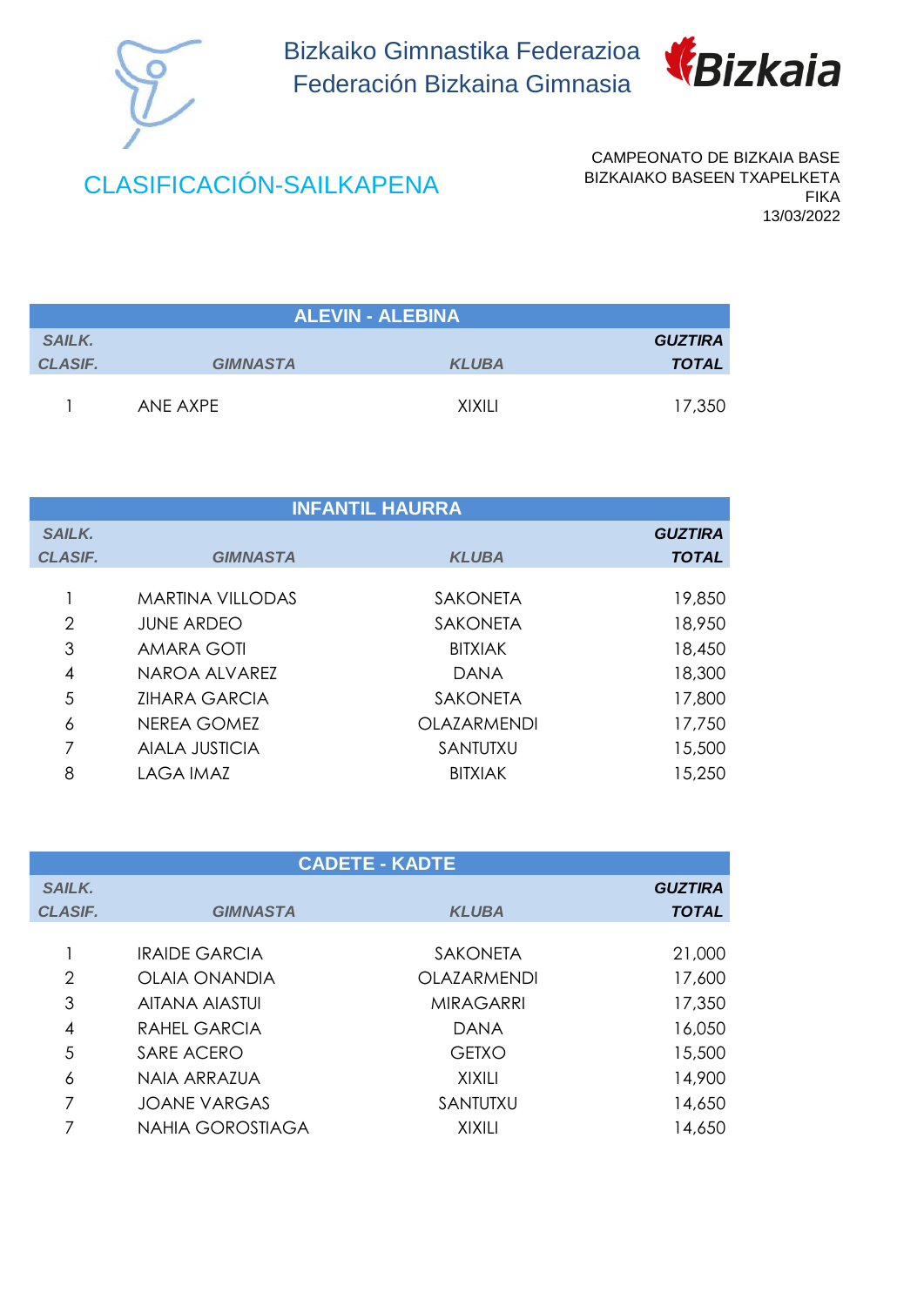Bizkaiko Gimnastika Federazioa
Federación Bizkaina Gimnasia

Bizkaia

## CLASIFICACIÓN-SAILKAPENA

CAMPEONATO DE BIZKAIA BASE
BIZKAIAKO BASEEN TXAPELKETA
FIKA
13/03/2022

### ALEVIN - ALEBINA

| SAILK. CLASIF. | GIMNASTA | KLUBA | GUZTIRA TOTAL |
|---|---|---|---|
| 1 | ANE AXPE | XIXILI | 17,350 |

### INFANTIL HAURRA

| SAILK. CLASIF. | GIMNASTA | KLUBA | GUZTIRA TOTAL |
|---|---|---|---|
| 1 | MARTINA VILLODAS | SAKONETA | 19,850 |
| 2 | JUNE ARDEO | SAKONETA | 18,950 |
| 3 | AMARA GOTI | BITXIAK | 18,450 |
| 4 | NAROA ALVAREZ | DANA | 18,300 |
| 5 | ZIHARA GARCIA | SAKONETA | 17,800 |
| 6 | NEREA GOMEZ | OLAZARMENDI | 17,750 |
| 7 | AIALA JUSTICIA | SANTUTXU | 15,500 |
| 8 | LAGA IMAZ | BITXIAK | 15,250 |

### CADETE - KADTE

| SAILK. CLASIF. | GIMNASTA | KLUBA | GUZTIRA TOTAL |
|---|---|---|---|
| 1 | IRAIDE GARCIA | SAKONETA | 21,000 |
| 2 | OLAIA ONANDIA | OLAZARMENDI | 17,600 |
| 3 | AITANA AIASTUI | MIRAGARRI | 17,350 |
| 4 | RAHEL GARCIA | DANA | 16,050 |
| 5 | SARE ACERO | GETXO | 15,500 |
| 6 | NAIA ARRAZUA | XIXILI | 14,900 |
| 7 | JOANE VARGAS | SANTUTXU | 14,650 |
| 7 | NAHIA GOROSTIAGA | XIXILI | 14,650 |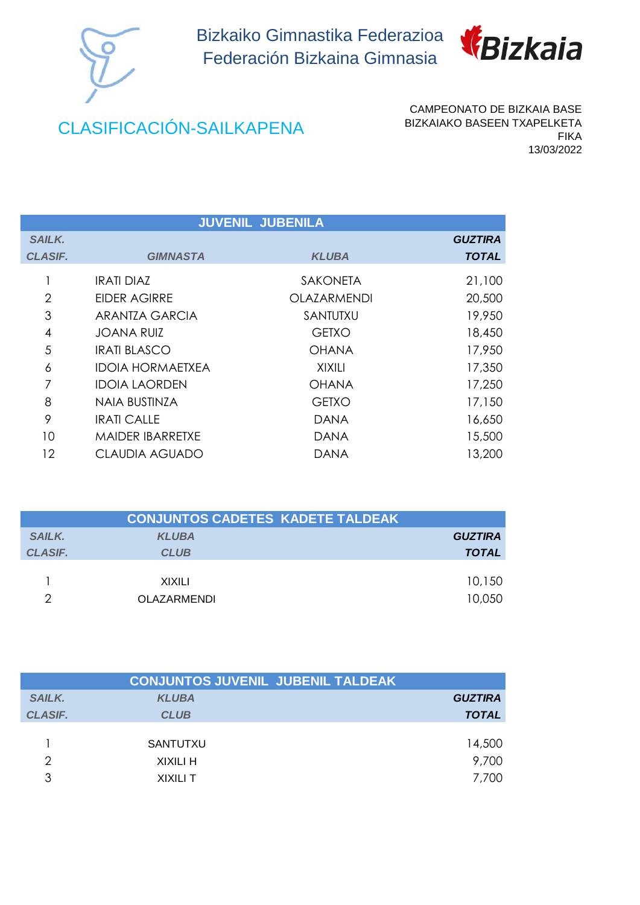Bizkaiko Gimnastika Federazioa
Federación Bizkaina Gimnasia

Bizkaia

## CLASIFICACIÓN-SAILKAPENA

CAMPEONATO DE BIZKAIA BASE
BIZKAIAKO BASEEN TXAPELKETA
FIKA
13/03/2022

### JUVENIL JUBENILA

| SAILK. CLASIF. | GIMNASTA | KLUBA | GUZTIRA TOTAL |
|---|---|---|---|
| 1 | IRATI DIAZ | SAKONETA | 21,100 |
| 2 | EIDER AGIRRE | OLAZARMENDI | 20,500 |
| 3 | ARANTZA GARCIA | SANTUTXU | 19,950 |
| 4 | JOANA RUIZ | GETXO | 18,450 |
| 5 | IRATI BLASCO | OHANA | 17,950 |
| 6 | IDOIA HORMAETXEA | XIXILI | 17,350 |
| 7 | IDOIA LAORDEN | OHANA | 17,250 |
| 8 | NAIA BUSTINZA | GETXO | 17,150 |
| 9 | IRATI CALLE | DANA | 16,650 |
| 10 | MAIDER IBARRETXE | DANA | 15,500 |
| 12 | CLAUDIA AGUADO | DANA | 13,200 |

### CONJUNTOS CADETES KADETE TALDEAK

| SAILK. CLASIF. | KLUBA CLUB | GUZTIRA TOTAL |
|---|---|---|
| 1 | XIXILI | 10,150 |
| 2 | OLAZARMENDI | 10,050 |

### CONJUNTOS JUVENIL JUBENIL TALDEAK

| SAILK. CLASIF. | KLUBA CLUB | GUZTIRA TOTAL |
|---|---|---|
| 1 | SANTUTXU | 14,500 |
| 2 | XIXILI H | 9,700 |
| 3 | XIXILI T | 7,700 |